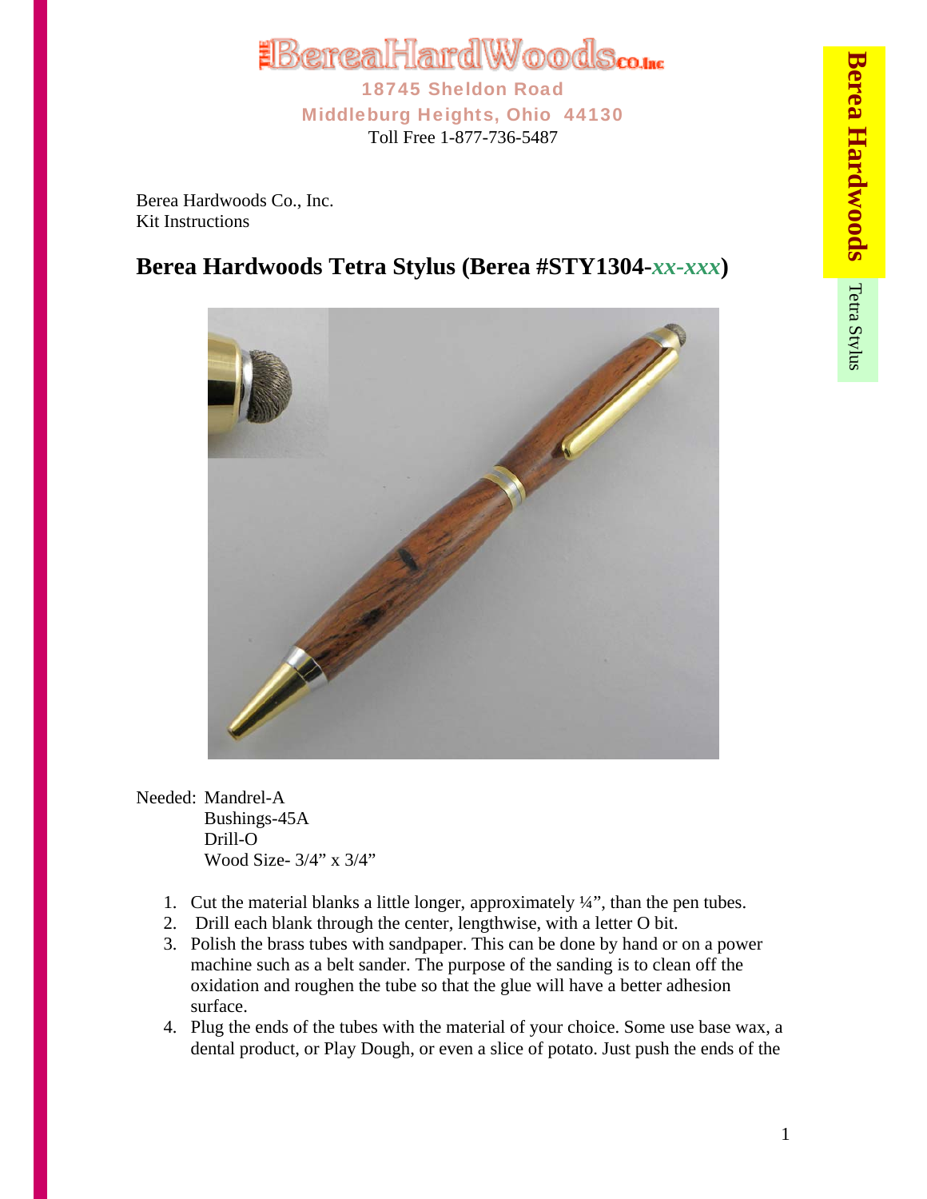# TheBereaHardWoods Co. Inc

18745 Sheldon Road
Middleburg Heights, Ohio 44130
Toll Free 1-877-736-5487

Berea Hardwoods Co., Inc.
Kit Instructions

## Berea Hardwoods Tetra Stylus (Berea #STY1304-*xx-xxx*)

Needed: Mandrel-A
Bushings-45A
Drill-O
Wood Size- 3/4" x 3/4"

1. Cut the material blanks a little longer, approximately ¼", than the pen tubes.
2. Drill each blank through the center, lengthwise, with a letter O bit.
3. Polish the brass tubes with sandpaper. This can be done by hand or on a power machine such as a belt sander. The purpose of the sanding is to clean off the oxidation and roughen the tube so that the glue will have a better adhesion surface.
4. Plug the ends of the tubes with the material of your choice. Some use base wax, a dental product, or Play Dough, or even a slice of potato. Just push the ends of the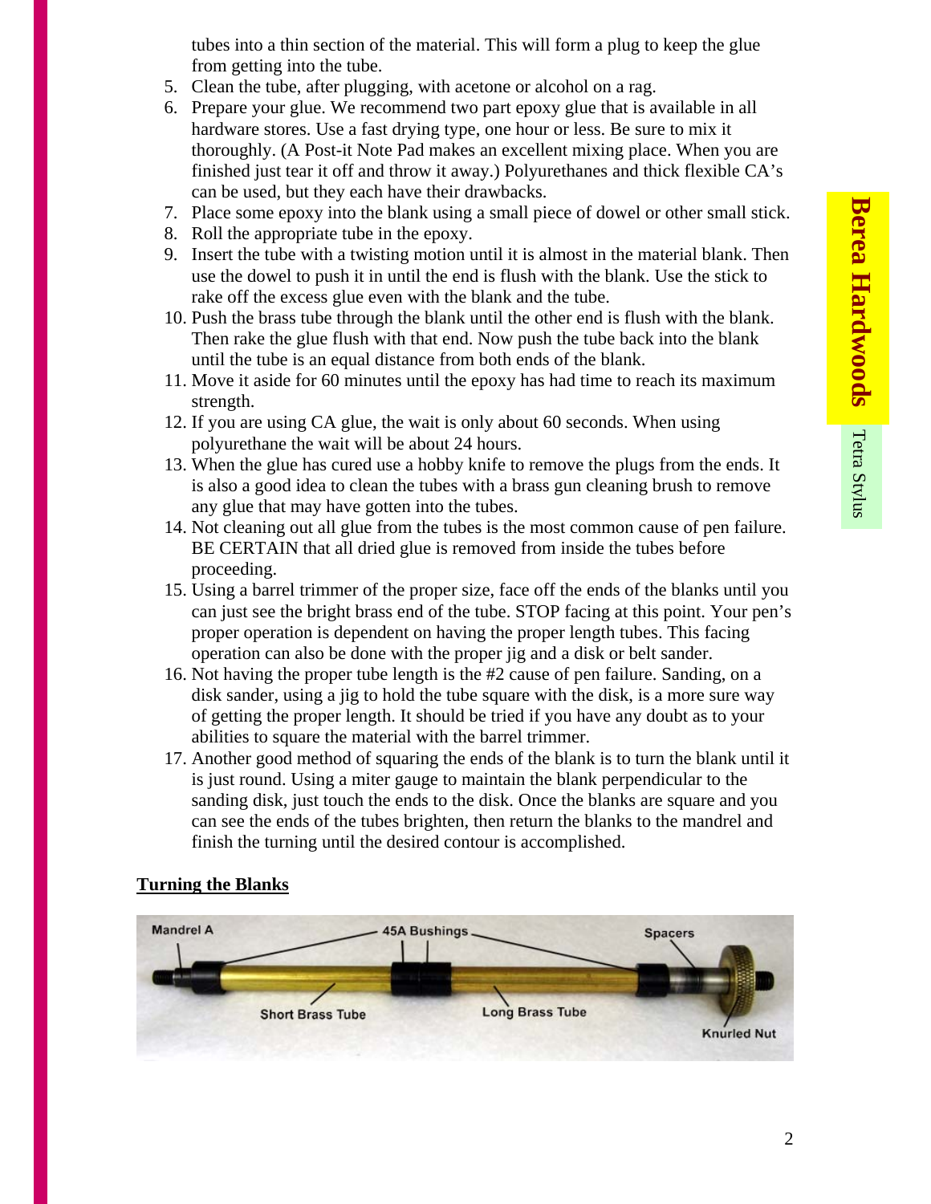tubes into a thin section of the material. This will form a plug to keep the glue from getting into the tube.

5. Clean the tube, after plugging, with acetone or alcohol on a rag.
6. Prepare your glue. We recommend two part epoxy glue that is available in all hardware stores. Use a fast drying type, one hour or less. Be sure to mix it thoroughly. (A Post-it Note Pad makes an excellent mixing place. When you are finished just tear it off and throw it away.) Polyurethanes and thick flexible CA's can be used, but they each have their drawbacks.
7. Place some epoxy into the blank using a small piece of dowel or other small stick.
8. Roll the appropriate tube in the epoxy.
9. Insert the tube with a twisting motion until it is almost in the material blank. Then use the dowel to push it in until the end is flush with the blank. Use the stick to rake off the excess glue even with the blank and the tube.
10. Push the brass tube through the blank until the other end is flush with the blank. Then rake the glue flush with that end. Now push the tube back into the blank until the tube is an equal distance from both ends of the blank.
11. Move it aside for 60 minutes until the epoxy has had time to reach its maximum strength.
12. If you are using CA glue, the wait is only about 60 seconds. When using polyurethane the wait will be about 24 hours.
13. When the glue has cured use a hobby knife to remove the plugs from the ends. It is also a good idea to clean the tubes with a brass gun cleaning brush to remove any glue that may have gotten into the tubes.
14. Not cleaning out all glue from the tubes is the most common cause of pen failure. BE CERTAIN that all dried glue is removed from inside the tubes before proceeding.
15. Using a barrel trimmer of the proper size, face off the ends of the blanks until you can just see the bright brass end of the tube. STOP facing at this point. Your pen's proper operation is dependent on having the proper length tubes. This facing operation can also be done with the proper jig and a disk or belt sander.
16. Not having the proper tube length is the #2 cause of pen failure. Sanding, on a disk sander, using a jig to hold the tube square with the disk, is a more sure way of getting the proper length. It should be tried if you have any doubt as to your abilities to square the material with the barrel trimmer.
17. Another good method of squaring the ends of the blank is to turn the blank until it is just round. Using a miter gauge to maintain the blank perpendicular to the sanding disk, just touch the ends to the disk. Once the blanks are square and you can see the ends of the tubes brighten, then return the blanks to the mandrel and finish the turning until the desired contour is accomplished.

**Turning the Blanks**

Mandrel A, 45A Bushings, Spacers, Short Brass Tube, Long Brass Tube, Knurled Nut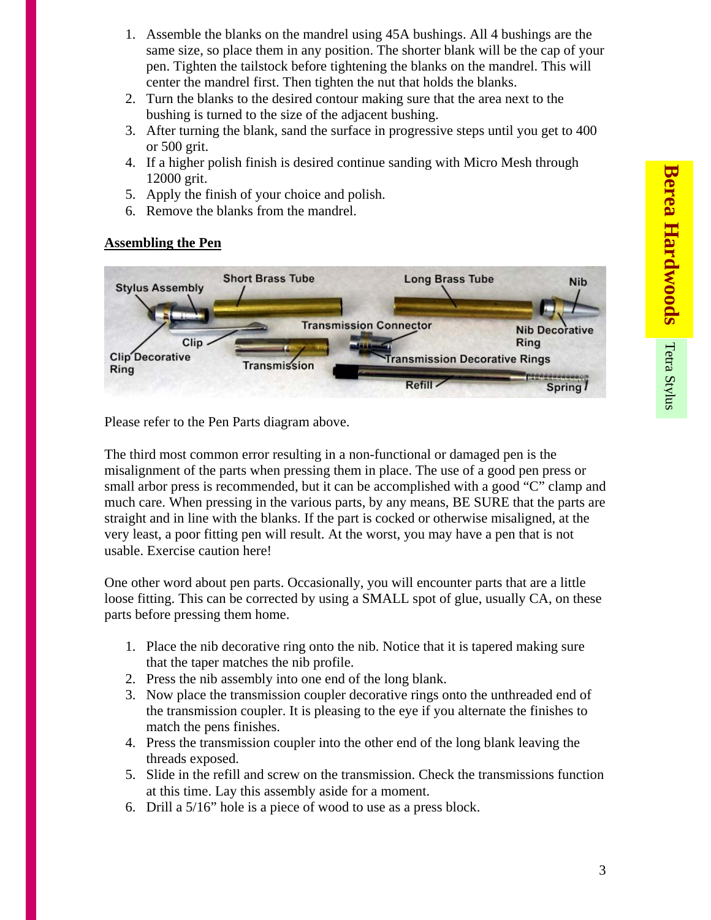1. Assemble the blanks on the mandrel using 45A bushings. All 4 bushings are the same size, so place them in any position. The shorter blank will be the cap of your pen. Tighten the tailstock before tightening the blanks on the mandrel. This will center the mandrel first. Then tighten the nut that holds the blanks.
2. Turn the blanks to the desired contour making sure that the area next to the bushing is turned to the size of the adjacent bushing.
3. After turning the blank, sand the surface in progressive steps until you get to 400 or 500 grit.
4. If a higher polish finish is desired continue sanding with Micro Mesh through 12000 grit.
5. Apply the finish of your choice and polish.
6. Remove the blanks from the mandrel.

**Assembling the Pen**

Please refer to the Pen Parts diagram above.

The third most common error resulting in a non-functional or damaged pen is the misalignment of the parts when pressing them in place. The use of a good pen press or small arbor press is recommended, but it can be accomplished with a good "C" clamp and much care. When pressing in the various parts, by any means, BE SURE that the parts are straight and in line with the blanks. If the part is cocked or otherwise misaligned, at the very least, a poor fitting pen will result. At the worst, you may have a pen that is not usable. Exercise caution here!

One other word about pen parts. Occasionally, you will encounter parts that are a little loose fitting. This can be corrected by using a SMALL spot of glue, usually CA, on these parts before pressing them home.

1. Place the nib decorative ring onto the nib. Notice that it is tapered making sure that the taper matches the nib profile.
2. Press the nib assembly into one end of the long blank.
3. Now place the transmission coupler decorative rings onto the unthreaded end of the transmission coupler. It is pleasing to the eye if you alternate the finishes to match the pens finishes.
4. Press the transmission coupler into the other end of the long blank leaving the threads exposed.
5. Slide in the refill and screw on the transmission. Check the transmissions function at this time. Lay this assembly aside for a moment.
6. Drill a 5/16" hole is a piece of wood to use as a press block.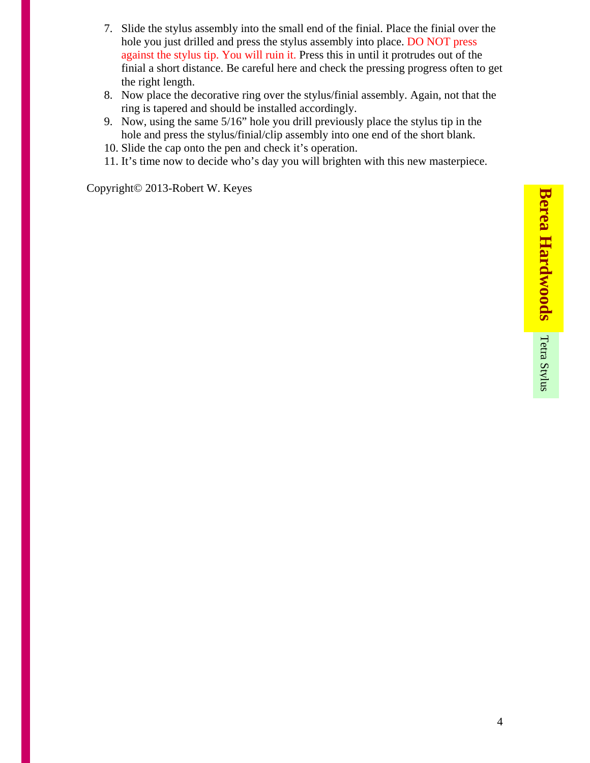7. Slide the stylus assembly into the small end of the finial. Place the finial over the hole you just drilled and press the stylus assembly into place. DO NOT press against the stylus tip. You will ruin it. Press this in until it protrudes out of the finial a short distance. Be careful here and check the pressing progress often to get the right length.
8. Now place the decorative ring over the stylus/finial assembly. Again, not that the ring is tapered and should be installed accordingly.
9. Now, using the same 5/16" hole you drill previously place the stylus tip in the hole and press the stylus/finial/clip assembly into one end of the short blank.
10. Slide the cap onto the pen and check it's operation.
11. It's time now to decide who's day you will brighten with this new masterpiece.

Copyright© 2013-Robert W. Keyes